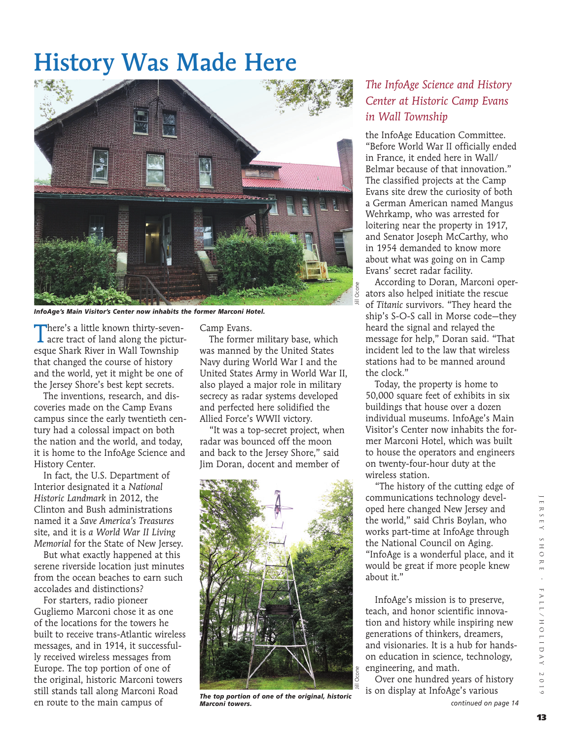# History Was Made Here

## *The InfoAge Science and History Center at Historic Camp Evans in Wall Township*

*InfoAge's Main Visitor's Center now inhabits the former Marconi Hotel.*

There's a little known thirty-seven-acre tract of land along the picturesque Shark River in Wall Township that changed the course of history and the world, yet it might be one of the Jersey Shore's best kept secrets.

The inventions, research, and discoveries made on the Camp Evans campus since the early twentieth century had a colossal impact on both the nation and the world, and today, it is home to the InfoAge Science and History Center.

In fact, the U.S. Department of Interior designated it a *National Historic Landmark* in 2012, the Clinton and Bush administrations named it a *Save America's Treasures* site, and it is *a World War II Living Memorial* for the State of New Jersey.

But what exactly happened at this serene riverside location just minutes from the ocean beaches to earn such accolades and distinctions?

For starters, radio pioneer Gugliemo Marconi chose it as one of the locations for the towers he built to receive trans-Atlantic wireless messages, and in 1914, it successfully received wireless messages from Europe. The top portion of one of the original, historic Marconi towers still stands tall along Marconi Road en route to the main campus of Camp Evans.

The former military base, which was manned by the United States Navy during World War I and the United States Army in World War II, also played a major role in military secrecy as radar systems developed and perfected here solidified the Allied Force's WWII victory.

"It was a top-secret project, when radar was bounced off the moon and back to the Jersey Shore," said Jim Doran, docent and member of the InfoAge Education Committee. "Before World War II officially ended in France, it ended here in Wall/Belmar because of that innovation." The classified projects at the Camp Evans site drew the curiosity of both a German American named Mangus Wehrkamp, who was arrested for loitering near the property in 1917, and Senator Joseph McCarthy, who in 1954 demanded to know more about what was going on in Camp Evans' secret radar facility.

*The top portion of one of the original, historic Marconi towers.*

According to Doran, Marconi operators also helped initiate the rescue of *Titanic* survivors. "They heard the ship's S-O-S call in Morse code—they heard the signal and relayed the message for help," Doran said. "That incident led to the law that wireless stations had to be manned around the clock."

Today, the property is home to 50,000 square feet of exhibits in six buildings that house over a dozen individual museums. InfoAge's Main Visitor's Center now inhabits the former Marconi Hotel, which was built to house the operators and engineers on twenty-four-hour duty at the wireless station.

"The history of the cutting edge of communications technology developed here changed New Jersey and the world," said Chris Boylan, who works part-time at InfoAge through the National Council on Aging. "InfoAge is a wonderful place, and it would be great if more people knew about it."

InfoAge's mission is to preserve, teach, and honor scientific innovation and history while inspiring new generations of thinkers, dreamers, and visionaries. It is a hub for hands-on education in science, technology, engineering, and math.

Over one hundred years of history is on display at InfoAge's various

*continued on page 14*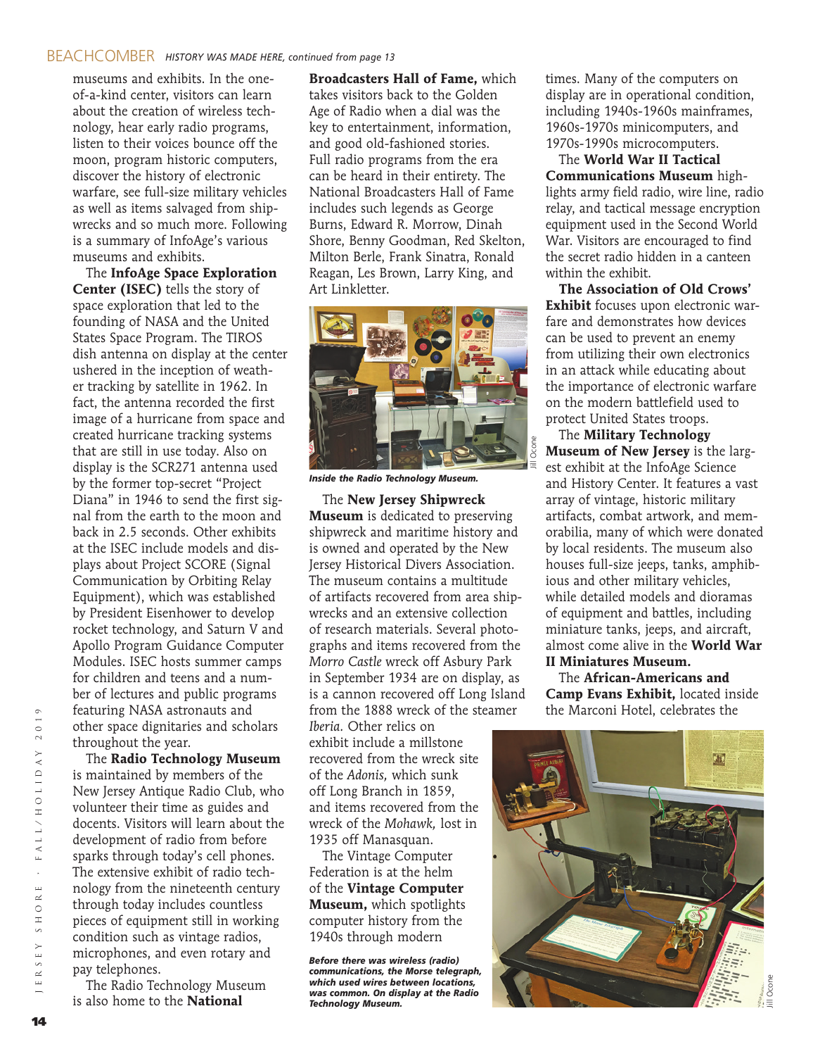museums and exhibits. In the one-of-a-kind center, visitors can learn about the creation of wireless technology, hear early radio programs, listen to their voices bounce off the moon, program historic computers, discover the history of electronic warfare, see full-size military vehicles as well as items salvaged from shipwrecks and so much more. Following is a summary of InfoAge's various museums and exhibits.

The **InfoAge Space Exploration Center (ISEC)** tells the story of space exploration that led to the founding of NASA and the United States Space Program. The TIROS dish antenna on display at the center ushered in the inception of weather tracking by satellite in 1962. In fact, the antenna recorded the first image of a hurricane from space and created hurricane tracking systems that are still in use today. Also on display is the SCR271 antenna used by the former top-secret "Project Diana" in 1946 to send the first signal from the earth to the moon and back in 2.5 seconds. Other exhibits at the ISEC include models and displays about Project SCORE (Signal Communication by Orbiting Relay Equipment), which was established by President Eisenhower to develop rocket technology, and Saturn V and Apollo Program Guidance Computer Modules. ISEC hosts summer camps for children and teens and a number of lectures and public programs featuring NASA astronauts and other space dignitaries and scholars throughout the year.

The **Radio Technology Museum** is maintained by members of the New Jersey Antique Radio Club, who volunteer their time as guides and docents. Visitors will learn about the development of radio from before sparks through today's cell phones. The extensive exhibit of radio technology from the nineteenth century through today includes countless pieces of equipment still in working condition such as vintage radios, microphones, and even rotary and pay telephones.

The Radio Technology Museum is also home to the **National Broadcasters Hall of Fame,** which takes visitors back to the Golden Age of Radio when a dial was the key to entertainment, information, and good old-fashioned stories. Full radio programs from the era can be heard in their entirety. The National Broadcasters Hall of Fame includes such legends as George Burns, Edward R. Morrow, Dinah Shore, Benny Goodman, Red Skelton, Milton Berle, Frank Sinatra, Ronald Reagan, Les Brown, Larry King, and Art Linkletter.

*Inside the Radio Technology Museum.*

The **New Jersey Shipwreck Museum** is dedicated to preserving shipwreck and maritime history and is owned and operated by the New Jersey Historical Divers Association. The museum contains a multitude of artifacts recovered from area shipwrecks and an extensive collection of research materials. Several photographs and items recovered from the *Morro Castle* wreck off Asbury Park in September 1934 are on display, as is a cannon recovered off Long Island from the 1888 wreck of the steamer *Iberia*. Other relics on exhibit include a millstone recovered from the wreck site of the *Adonis,* which sunk off Long Branch in 1859, and items recovered from the wreck of the *Mohawk,* lost in 1935 off Manasquan.

The Vintage Computer Federation is at the helm of the **Vintage Computer Museum,** which spotlights computer history from the 1940s through modern times. Many of the computers on display are in operational condition, including 1940s-1960s mainframes, 1960s-1970s minicomputers, and 1970s-1990s microcomputers.

*Before there was wireless (radio) communications, the Morse telegraph, which used wires between locations, was common. On display at the Radio Technology Museum.*

The **World War II Tactical Communications Museum** highlights army field radio, wire line, radio relay, and tactical message encryption equipment used in the Second World War. Visitors are encouraged to find the secret radio hidden in a canteen within the exhibit.

**The Association of Old Crows' Exhibit** focuses upon electronic warfare and demonstrates how devices can be used to prevent an enemy from utilizing their own electronics in an attack while educating about the importance of electronic warfare on the modern battlefield used to protect United States troops.

The **Military Technology Museum of New Jersey** is the largest exhibit at the InfoAge Science and History Center. It features a vast array of vintage, historic military artifacts, combat artwork, and memorabilia, many of which were donated by local residents. The museum also houses full-size jeeps, tanks, amphibious and other military vehicles, while detailed models and dioramas of equipment and battles, including miniature tanks, jeeps, and aircraft, almost come alive in the **World War II Miniatures Museum.**

The **African-Americans and Camp Evans Exhibit,** located inside the Marconi Hotel, celebrates the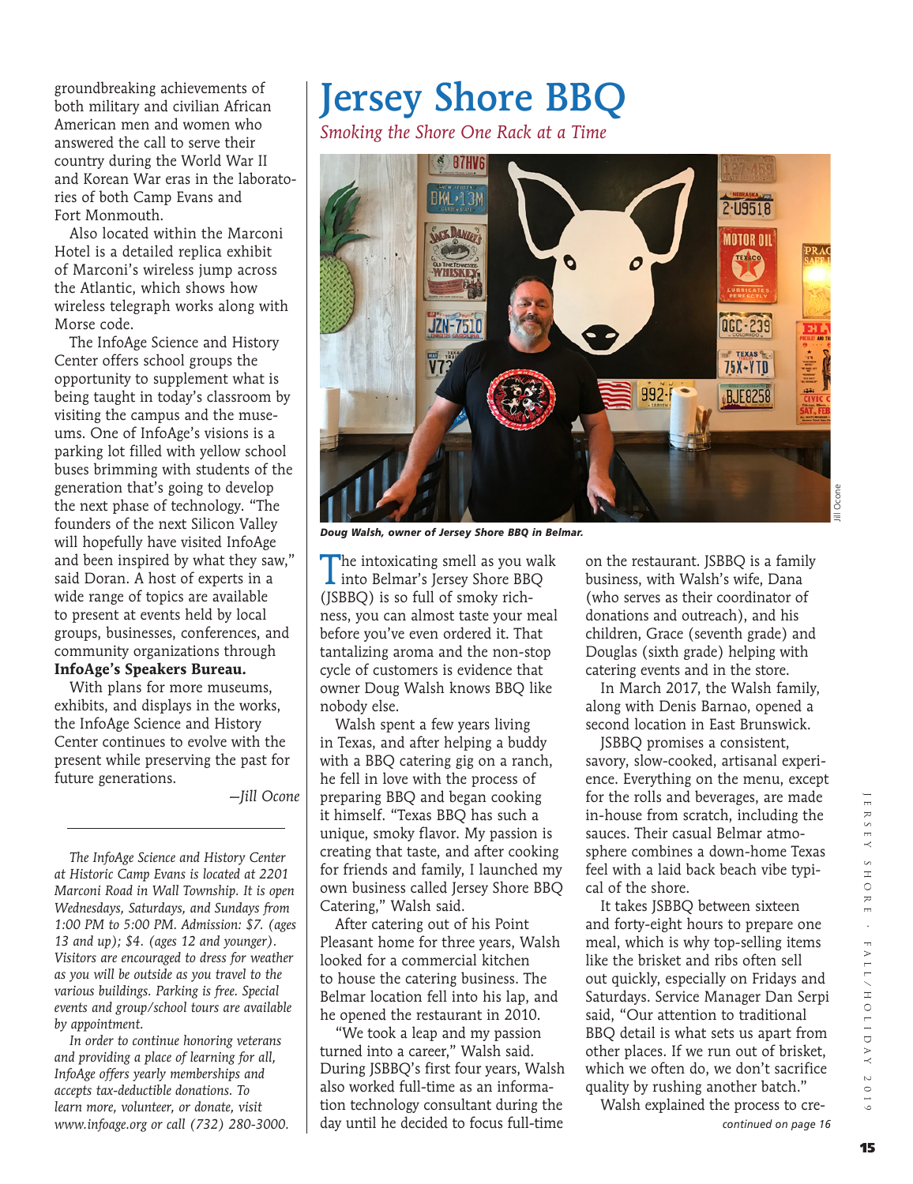groundbreaking achievements of both military and civilian African American men and women who answered the call to serve their country during the World War II and Korean War eras in the laboratories of both Camp Evans and Fort Monmouth.

Also located within the Marconi Hotel is a detailed replica exhibit of Marconi's wireless jump across the Atlantic, which shows how wireless telegraph works along with Morse code.

The InfoAge Science and History Center offers school groups the opportunity to supplement what is being taught in today's classroom by visiting the campus and the museums. One of InfoAge's visions is a parking lot filled with yellow school buses brimming with students of the generation that's going to develop the next phase of technology. "The founders of the next Silicon Valley will hopefully have visited InfoAge and been inspired by what they saw," said Doran. A host of experts in a wide range of topics are available to present at events held by local groups, businesses, conferences, and community organizations through **InfoAge's Speakers Bureau.**

With plans for more museums, exhibits, and displays in the works, the InfoAge Science and History Center continues to evolve with the present while preserving the past for future generations.

*—Jill Ocone*

---

*The InfoAge Science and History Center at Historic Camp Evans is located at 2201 Marconi Road in Wall Township. It is open Wednesdays, Saturdays, and Sundays from 1:00 PM to 5:00 PM. Admission: $7. (ages 13 and up); $4. (ages 12 and younger). Visitors are encouraged to dress for weather as you will be outside as you travel to the various buildings. Parking is free. Special events and group/school tours are available by appointment.*

*In order to continue honoring veterans and providing a place of learning for all, InfoAge offers yearly memberships and accepts tax-deductible donations. To learn more, volunteer, or donate, visit www.infoage.org or call (732) 280-3000.*

# Jersey Shore BBQ

*Smoking the Shore One Rack at a Time*

Jill Ocone

***Doug Walsh, owner of Jersey Shore BBQ in Belmar.***

The intoxicating smell as you walk into Belmar's Jersey Shore BBQ (JSBBQ) is so full of smoky richness, you can almost taste your meal before you've even ordered it. That tantalizing aroma and the non-stop cycle of customers is evidence that owner Doug Walsh knows BBQ like nobody else.

Walsh spent a few years living in Texas, and after helping a buddy with a BBQ catering gig on a ranch, he fell in love with the process of preparing BBQ and began cooking it himself. "Texas BBQ has such a unique, smoky flavor. My passion is creating that taste, and after cooking for friends and family, I launched my own business called Jersey Shore BBQ Catering," Walsh said.

After catering out of his Point Pleasant home for three years, Walsh looked for a commercial kitchen to house the catering business. The Belmar location fell into his lap, and he opened the restaurant in 2010.

"We took a leap and my passion turned into a career," Walsh said. During JSBBQ's first four years, Walsh also worked full-time as an information technology consultant during the day until he decided to focus full-time on the restaurant. JSBBQ is a family business, with Walsh's wife, Dana (who serves as their coordinator of donations and outreach), and his children, Grace (seventh grade) and Douglas (sixth grade) helping with catering events and in the store.

In March 2017, the Walsh family, along with Denis Barnao, opened a second location in East Brunswick.

JSBBQ promises a consistent, savory, slow-cooked, artisanal experience. Everything on the menu, except for the rolls and beverages, are made in-house from scratch, including the sauces. Their casual Belmar atmosphere combines a down-home Texas feel with a laid back beach vibe typical of the shore.

It takes JSBBQ between sixteen and forty-eight hours to prepare one meal, which is why top-selling items like the brisket and ribs often sell out quickly, especially on Fridays and Saturdays. Service Manager Dan Serpi said, "Our attention to traditional BBQ detail is what sets us apart from other places. If we run out of brisket, which we often do, we don't sacrifice quality by rushing another batch."

Walsh explained the process to cre-

*continued on page 16*